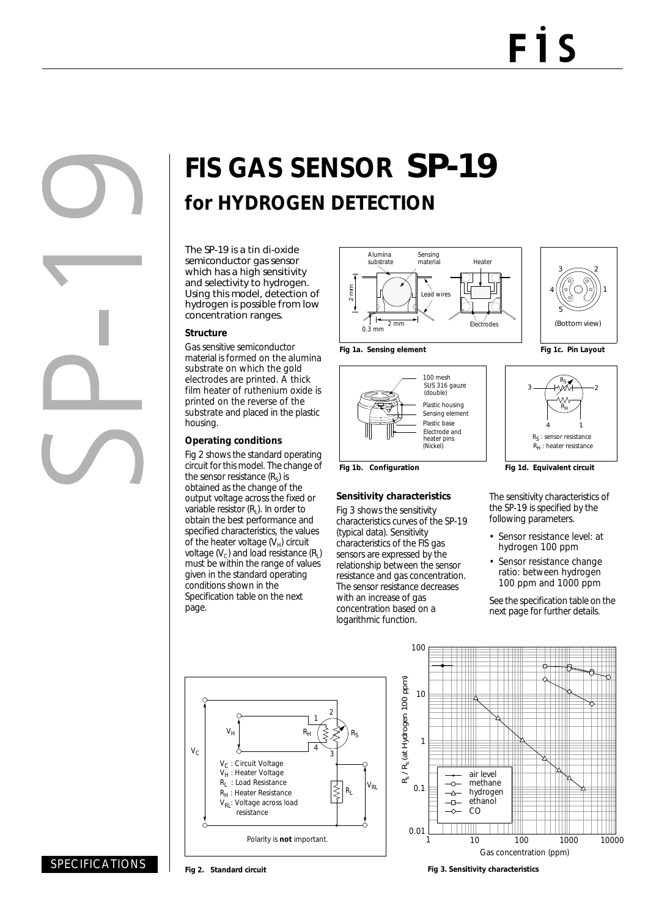# FIS GAS SENSOR SP-19

## for HYDROGEN DETECTION

The SP-19 is a tin di-oxide semiconductor gas sensor which has a high sensitivity and selectivity to hydrogen. Using this model, detection of hydrogen is possible from low concentration ranges.

### Structure

Gas sensitive semiconductor material is formed on the alumina substrate on which the gold electrodes are printed. A thick film heater of ruthenium oxide is printed on the reverse of the substrate and placed in the plastic housing.

### Operating conditions

Fig 2 shows the standard operating circuit for this model. The change of the sensor resistance ($R_S$) is obtained as the change of the output voltage across the fixed or variable resistor ($R_L$). In order to obtain the best performance and specified characteristics, the values of the heater voltage ($V_H$) circuit voltage ($V_C$) and load resistance ($R_L$) must be within the range of values given in the standard operating conditions shown in the Specification table on the next page.

Fig 1a. Sensing element

Fig 1b. Configuration

Fig 1c. Pin Layout

Fig 1d. Equivalent circuit

### Sensitivity characteristics

Fig 3 shows the sensitivity characteristics curves of the SP-19 (typical data). Sensitivity characteristics of the FIS gas sensors are expressed by the relationship between the sensor resistance and gas concentration. The sensor resistance decreases with an increase of gas concentration based on a logarithmic function.

The sensitivity characteristics of the SP-19 is specified by the following parameters.

- Sensor resistance level: at hydrogen 100 ppm
- Sensor resistance change ratio: between hydrogen 100 ppm and 1000 ppm

See the specification table on the next page for further details.

Fig 2. Standard circuit

Fig 3. Sensitivity characteristics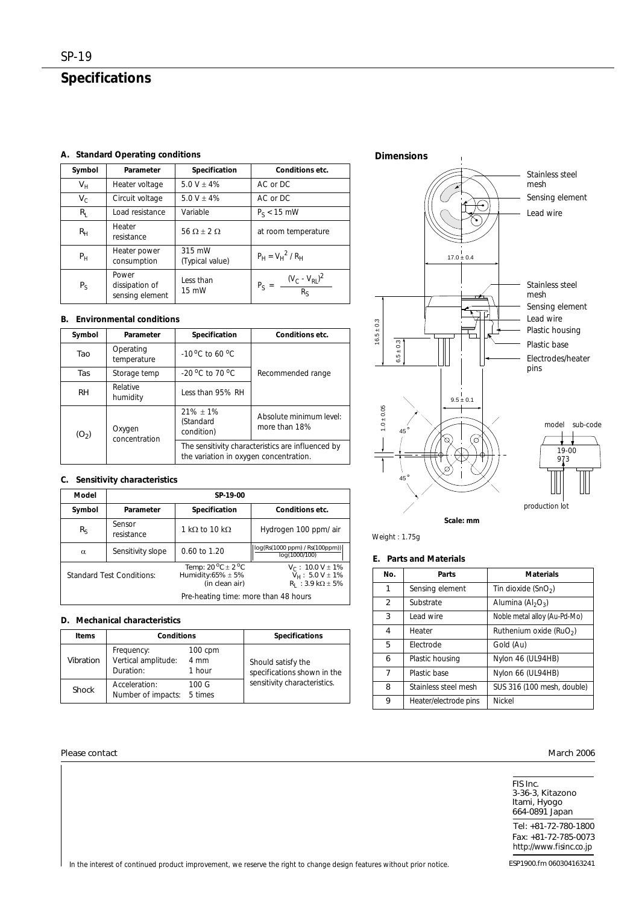SP-19

# Specifications

### A. Standard Operating conditions

| Symbol | Parameter | Specification | Conditions etc. |
|---|---|---|---|
| $V_H$ | Heater voltage | 5.0 V ± 4% | AC or DC |
| $V_C$ | Circuit voltage | 5.0 V ± 4% | AC or DC |
| $R_L$ | Load resistance | Variable | $P_S < 15$ mW |
| $R_H$ | Heater resistance | 56 Ω ± 2 Ω | at room temperature |
| $P_H$ | Heater power consumption | 315 mW (Typical value) | $P_H = V_H^2 / R_H$ |
| $P_S$ | Power dissipation of sensing element | Less than 15 mW | $P_S = \frac{(V_C - V_{RL})^2}{R_S}$ |

### B. Environmental conditions

| Symbol | Parameter | Specification | Conditions etc. |
|---|---|---|---|
| Tao | Operating temperature | -10 °C to 60 °C | Recommended range |
| Tas | Storage temp | -20 °C to 70 °C | |
| RH | Relative humidity | Less than 95% RH | |
| $(O_2)$ | Oxygen concentration | 21% ± 1% (Standard condition) | Absolute minimum level: more than 18% |
| | | The sensitivity characteristics are influenced by the variation in oxygen concentration. | |

### C. Sensitivity characteristics

| Model | SP-19-00 | | |
|---|---|---|---|
| Symbol | Parameter | Specification | Conditions etc. |
| $R_S$ | Sensor resistance | 1 kΩ to 10 kΩ | Hydrogen 100 ppm/ air |
| α | Sensitivity slope | 0.60 to 1.20 | $\left|\frac{\log(Rs(1000\text{ ppm}) / Rs(100\text{ppm}))}{\log(1000/100)}\right|$ |
| Standard Test Conditions: | | Temp: 20 °C ± 2 °C<br>Humidity: 65% ± 5%<br>(in clean air) | $V_C$ : 10.0 V ± 1%<br>$V_H$ : 5.0 V ± 1%<br>$R_L$ : 3.9 kΩ ± 5% |
| | | Pre-heating time: more than 48 hours | |

### D. Mechanical characteristics

| Items | Conditions | Specifications |
|---|---|---|
| Vibration | Frequency: 100 cpm<br>Vertical amplitude: 4 mm<br>Duration: 1 hour | Should satisfy the specifications shown in the sensitivity characteristics. |
| Shock | Acceleration: 100 G<br>Number of impacts: 5 times | |

## Dimensions

Stainless steel mesh
Sensing element
Lead wire
17.0 ± 0.4
Stainless steel mesh
Sensing element
Lead wire
Plastic housing
Plastic base
Electrodes/heater pins
16.5 ± 0.3
6.5 ± 0.3
9.5 ± 0.1
1.0 ± 0.05
45°
45°
model sub-code
19-00
973
production lot

Scale: mm

Weight : 1.75g

### E. Parts and Materials

| No. | Parts | Materials |
|---|---|---|
| 1 | Sensing element | Tin dioxide ($SnO_2$) |
| 2 | Substrate | Alumina ($Al_2O_3$) |
| 3 | Lead wire | Noble metal alloy (Au-Pd-Mo) |
| 4 | Heater | Ruthenium oxide ($RuO_2$) |
| 5 | Electrode | Gold (Au) |
| 6 | Plastic housing | Nylon 46 (UL94HB) |
| 7 | Plastic base | Nylon 66 (UL94HB) |
| 8 | Stainless steel mesh | SUS 316 (100 mesh, double) |
| 9 | Heater/electrode pins | Nickel |

Please contact

March 2006

FIS Inc.
3-36-3, Kitazono
Itami, Hyogo
664-0891 Japan

Tel: +81-72-780-1800
Fax: +81-72-785-0073
http://www.fisinc.co.jp

In the interest of continued product improvement, we reserve the right to change design features without prior notice.

ESP1900.fm 060304163241